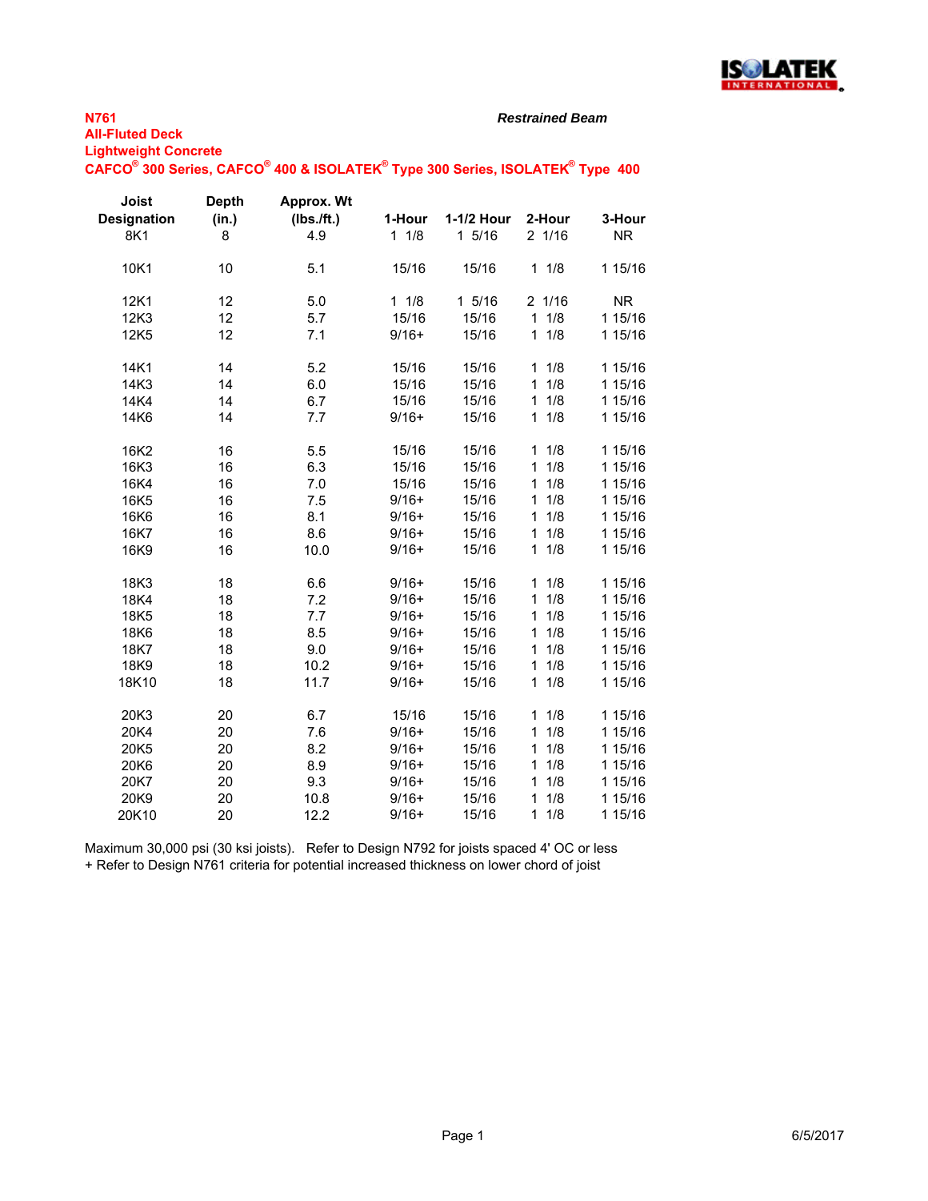**N761**
**All-Fluted Deck**
**Lightweight Concrete**
**CAFCO® 300 Series, CAFCO® 400 & ISOLATEK® Type 300 Series, ISOLATEK® Type 400**

***Restrained Beam***

| Joist Designation | Depth (in.) | Approx. Wt (lbs./ft.) | 1-Hour | 1-1/2 Hour | 2-Hour | 3-Hour |
|---|---|---|---|---|---|---|
| 8K1 | 8 | 4.9 | 1 1/8 | 1 5/16 | 2 1/16 | NR |
| 10K1 | 10 | 5.1 | 15/16 | 15/16 | 1 1/8 | 1 15/16 |
| 12K1 | 12 | 5.0 | 1 1/8 | 1 5/16 | 2 1/16 | NR |
| 12K3 | 12 | 5.7 | 15/16 | 15/16 | 1 1/8 | 1 15/16 |
| 12K5 | 12 | 7.1 | 9/16+ | 15/16 | 1 1/8 | 1 15/16 |
| 14K1 | 14 | 5.2 | 15/16 | 15/16 | 1 1/8 | 1 15/16 |
| 14K3 | 14 | 6.0 | 15/16 | 15/16 | 1 1/8 | 1 15/16 |
| 14K4 | 14 | 6.7 | 15/16 | 15/16 | 1 1/8 | 1 15/16 |
| 14K6 | 14 | 7.7 | 9/16+ | 15/16 | 1 1/8 | 1 15/16 |
| 16K2 | 16 | 5.5 | 15/16 | 15/16 | 1 1/8 | 1 15/16 |
| 16K3 | 16 | 6.3 | 15/16 | 15/16 | 1 1/8 | 1 15/16 |
| 16K4 | 16 | 7.0 | 15/16 | 15/16 | 1 1/8 | 1 15/16 |
| 16K5 | 16 | 7.5 | 9/16+ | 15/16 | 1 1/8 | 1 15/16 |
| 16K6 | 16 | 8.1 | 9/16+ | 15/16 | 1 1/8 | 1 15/16 |
| 16K7 | 16 | 8.6 | 9/16+ | 15/16 | 1 1/8 | 1 15/16 |
| 16K9 | 16 | 10.0 | 9/16+ | 15/16 | 1 1/8 | 1 15/16 |
| 18K3 | 18 | 6.6 | 9/16+ | 15/16 | 1 1/8 | 1 15/16 |
| 18K4 | 18 | 7.2 | 9/16+ | 15/16 | 1 1/8 | 1 15/16 |
| 18K5 | 18 | 7.7 | 9/16+ | 15/16 | 1 1/8 | 1 15/16 |
| 18K6 | 18 | 8.5 | 9/16+ | 15/16 | 1 1/8 | 1 15/16 |
| 18K7 | 18 | 9.0 | 9/16+ | 15/16 | 1 1/8 | 1 15/16 |
| 18K9 | 18 | 10.2 | 9/16+ | 15/16 | 1 1/8 | 1 15/16 |
| 18K10 | 18 | 11.7 | 9/16+ | 15/16 | 1 1/8 | 1 15/16 |
| 20K3 | 20 | 6.7 | 15/16 | 15/16 | 1 1/8 | 1 15/16 |
| 20K4 | 20 | 7.6 | 9/16+ | 15/16 | 1 1/8 | 1 15/16 |
| 20K5 | 20 | 8.2 | 9/16+ | 15/16 | 1 1/8 | 1 15/16 |
| 20K6 | 20 | 8.9 | 9/16+ | 15/16 | 1 1/8 | 1 15/16 |
| 20K7 | 20 | 9.3 | 9/16+ | 15/16 | 1 1/8 | 1 15/16 |
| 20K9 | 20 | 10.8 | 9/16+ | 15/16 | 1 1/8 | 1 15/16 |
| 20K10 | 20 | 12.2 | 9/16+ | 15/16 | 1 1/8 | 1 15/16 |

Maximum 30,000 psi (30 ksi joists). Refer to Design N792 for joists spaced 4' OC or less
+ Refer to Design N761 criteria for potential increased thickness on lower chord of joist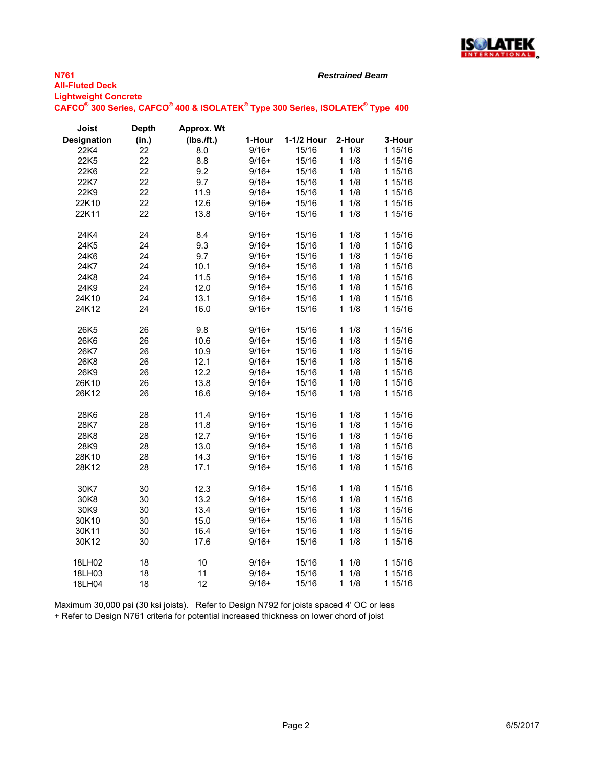**N761**
**All-Fluted Deck**
**Lightweight Concrete**
**CAFCO® 300 Series, CAFCO® 400 & ISOLATEK® Type 300 Series, ISOLATEK® Type 400**

***Restrained Beam***

| Joist Designation | Depth (in.) | Approx. Wt (lbs./ft.) | 1-Hour | 1-1/2 Hour | 2-Hour | 3-Hour |
|---|---|---|---|---|---|---|
| 22K4 | 22 | 8.0 | 9/16+ | 15/16 | 1 1/8 | 1 15/16 |
| 22K5 | 22 | 8.8 | 9/16+ | 15/16 | 1 1/8 | 1 15/16 |
| 22K6 | 22 | 9.2 | 9/16+ | 15/16 | 1 1/8 | 1 15/16 |
| 22K7 | 22 | 9.7 | 9/16+ | 15/16 | 1 1/8 | 1 15/16 |
| 22K9 | 22 | 11.9 | 9/16+ | 15/16 | 1 1/8 | 1 15/16 |
| 22K10 | 22 | 12.6 | 9/16+ | 15/16 | 1 1/8 | 1 15/16 |
| 22K11 | 22 | 13.8 | 9/16+ | 15/16 | 1 1/8 | 1 15/16 |
| | | | | | | |
| 24K4 | 24 | 8.4 | 9/16+ | 15/16 | 1 1/8 | 1 15/16 |
| 24K5 | 24 | 9.3 | 9/16+ | 15/16 | 1 1/8 | 1 15/16 |
| 24K6 | 24 | 9.7 | 9/16+ | 15/16 | 1 1/8 | 1 15/16 |
| 24K7 | 24 | 10.1 | 9/16+ | 15/16 | 1 1/8 | 1 15/16 |
| 24K8 | 24 | 11.5 | 9/16+ | 15/16 | 1 1/8 | 1 15/16 |
| 24K9 | 24 | 12.0 | 9/16+ | 15/16 | 1 1/8 | 1 15/16 |
| 24K10 | 24 | 13.1 | 9/16+ | 15/16 | 1 1/8 | 1 15/16 |
| 24K12 | 24 | 16.0 | 9/16+ | 15/16 | 1 1/8 | 1 15/16 |
| | | | | | | |
| 26K5 | 26 | 9.8 | 9/16+ | 15/16 | 1 1/8 | 1 15/16 |
| 26K6 | 26 | 10.6 | 9/16+ | 15/16 | 1 1/8 | 1 15/16 |
| 26K7 | 26 | 10.9 | 9/16+ | 15/16 | 1 1/8 | 1 15/16 |
| 26K8 | 26 | 12.1 | 9/16+ | 15/16 | 1 1/8 | 1 15/16 |
| 26K9 | 26 | 12.2 | 9/16+ | 15/16 | 1 1/8 | 1 15/16 |
| 26K10 | 26 | 13.8 | 9/16+ | 15/16 | 1 1/8 | 1 15/16 |
| 26K12 | 26 | 16.6 | 9/16+ | 15/16 | 1 1/8 | 1 15/16 |
| | | | | | | |
| 28K6 | 28 | 11.4 | 9/16+ | 15/16 | 1 1/8 | 1 15/16 |
| 28K7 | 28 | 11.8 | 9/16+ | 15/16 | 1 1/8 | 1 15/16 |
| 28K8 | 28 | 12.7 | 9/16+ | 15/16 | 1 1/8 | 1 15/16 |
| 28K9 | 28 | 13.0 | 9/16+ | 15/16 | 1 1/8 | 1 15/16 |
| 28K10 | 28 | 14.3 | 9/16+ | 15/16 | 1 1/8 | 1 15/16 |
| 28K12 | 28 | 17.1 | 9/16+ | 15/16 | 1 1/8 | 1 15/16 |
| | | | | | | |
| 30K7 | 30 | 12.3 | 9/16+ | 15/16 | 1 1/8 | 1 15/16 |
| 30K8 | 30 | 13.2 | 9/16+ | 15/16 | 1 1/8 | 1 15/16 |
| 30K9 | 30 | 13.4 | 9/16+ | 15/16 | 1 1/8 | 1 15/16 |
| 30K10 | 30 | 15.0 | 9/16+ | 15/16 | 1 1/8 | 1 15/16 |
| 30K11 | 30 | 16.4 | 9/16+ | 15/16 | 1 1/8 | 1 15/16 |
| 30K12 | 30 | 17.6 | 9/16+ | 15/16 | 1 1/8 | 1 15/16 |
| | | | | | | |
| 18LH02 | 18 | 10 | 9/16+ | 15/16 | 1 1/8 | 1 15/16 |
| 18LH03 | 18 | 11 | 9/16+ | 15/16 | 1 1/8 | 1 15/16 |
| 18LH04 | 18 | 12 | 9/16+ | 15/16 | 1 1/8 | 1 15/16 |

Maximum 30,000 psi (30 ksi joists). Refer to Design N792 for joists spaced 4' OC or less
+ Refer to Design N761 criteria for potential increased thickness on lower chord of joist

6/5/2017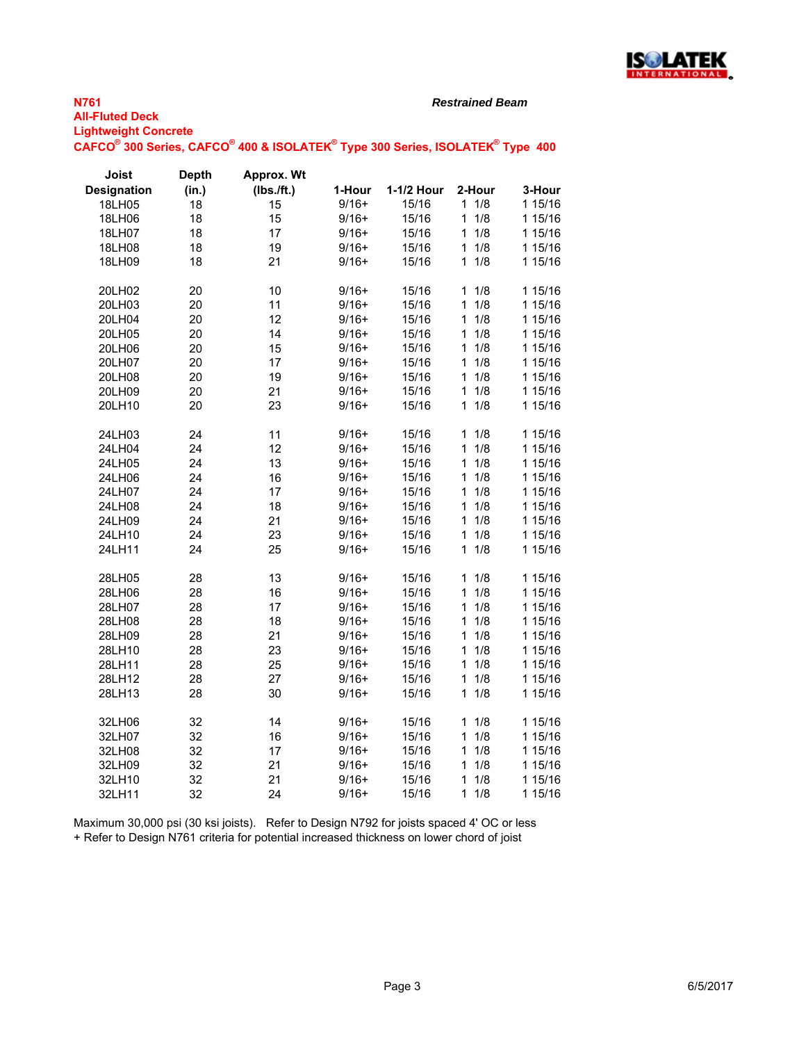**N761**
**All-Fluted Deck**
**Lightweight Concrete**
**CAFCO® 300 Series, CAFCO® 400 & ISOLATEK® Type 300 Series, ISOLATEK® Type 400**

***Restrained Beam***

| Joist Designation | Depth (in.) | Approx. Wt (lbs./ft.) | 1-Hour | 1-1/2 Hour | 2-Hour | 3-Hour |
|---|---|---|---|---|---|---|
| 18LH05 | 18 | 15 | 9/16+ | 15/16 | 1 1/8 | 1 15/16 |
| 18LH06 | 18 | 15 | 9/16+ | 15/16 | 1 1/8 | 1 15/16 |
| 18LH07 | 18 | 17 | 9/16+ | 15/16 | 1 1/8 | 1 15/16 |
| 18LH08 | 18 | 19 | 9/16+ | 15/16 | 1 1/8 | 1 15/16 |
| 18LH09 | 18 | 21 | 9/16+ | 15/16 | 1 1/8 | 1 15/16 |
| | | | | | | |
| 20LH02 | 20 | 10 | 9/16+ | 15/16 | 1 1/8 | 1 15/16 |
| 20LH03 | 20 | 11 | 9/16+ | 15/16 | 1 1/8 | 1 15/16 |
| 20LH04 | 20 | 12 | 9/16+ | 15/16 | 1 1/8 | 1 15/16 |
| 20LH05 | 20 | 14 | 9/16+ | 15/16 | 1 1/8 | 1 15/16 |
| 20LH06 | 20 | 15 | 9/16+ | 15/16 | 1 1/8 | 1 15/16 |
| 20LH07 | 20 | 17 | 9/16+ | 15/16 | 1 1/8 | 1 15/16 |
| 20LH08 | 20 | 19 | 9/16+ | 15/16 | 1 1/8 | 1 15/16 |
| 20LH09 | 20 | 21 | 9/16+ | 15/16 | 1 1/8 | 1 15/16 |
| 20LH10 | 20 | 23 | 9/16+ | 15/16 | 1 1/8 | 1 15/16 |
| | | | | | | |
| 24LH03 | 24 | 11 | 9/16+ | 15/16 | 1 1/8 | 1 15/16 |
| 24LH04 | 24 | 12 | 9/16+ | 15/16 | 1 1/8 | 1 15/16 |
| 24LH05 | 24 | 13 | 9/16+ | 15/16 | 1 1/8 | 1 15/16 |
| 24LH06 | 24 | 16 | 9/16+ | 15/16 | 1 1/8 | 1 15/16 |
| 24LH07 | 24 | 17 | 9/16+ | 15/16 | 1 1/8 | 1 15/16 |
| 24LH08 | 24 | 18 | 9/16+ | 15/16 | 1 1/8 | 1 15/16 |
| 24LH09 | 24 | 21 | 9/16+ | 15/16 | 1 1/8 | 1 15/16 |
| 24LH10 | 24 | 23 | 9/16+ | 15/16 | 1 1/8 | 1 15/16 |
| 24LH11 | 24 | 25 | 9/16+ | 15/16 | 1 1/8 | 1 15/16 |
| | | | | | | |
| 28LH05 | 28 | 13 | 9/16+ | 15/16 | 1 1/8 | 1 15/16 |
| 28LH06 | 28 | 16 | 9/16+ | 15/16 | 1 1/8 | 1 15/16 |
| 28LH07 | 28 | 17 | 9/16+ | 15/16 | 1 1/8 | 1 15/16 |
| 28LH08 | 28 | 18 | 9/16+ | 15/16 | 1 1/8 | 1 15/16 |
| 28LH09 | 28 | 21 | 9/16+ | 15/16 | 1 1/8 | 1 15/16 |
| 28LH10 | 28 | 23 | 9/16+ | 15/16 | 1 1/8 | 1 15/16 |
| 28LH11 | 28 | 25 | 9/16+ | 15/16 | 1 1/8 | 1 15/16 |
| 28LH12 | 28 | 27 | 9/16+ | 15/16 | 1 1/8 | 1 15/16 |
| 28LH13 | 28 | 30 | 9/16+ | 15/16 | 1 1/8 | 1 15/16 |
| | | | | | | |
| 32LH06 | 32 | 14 | 9/16+ | 15/16 | 1 1/8 | 1 15/16 |
| 32LH07 | 32 | 16 | 9/16+ | 15/16 | 1 1/8 | 1 15/16 |
| 32LH08 | 32 | 17 | 9/16+ | 15/16 | 1 1/8 | 1 15/16 |
| 32LH09 | 32 | 21 | 9/16+ | 15/16 | 1 1/8 | 1 15/16 |
| 32LH10 | 32 | 21 | 9/16+ | 15/16 | 1 1/8 | 1 15/16 |
| 32LH11 | 32 | 24 | 9/16+ | 15/16 | 1 1/8 | 1 15/16 |

Maximum 30,000 psi (30 ksi joists). Refer to Design N792 for joists spaced 4' OC or less
+ Refer to Design N761 criteria for potential increased thickness on lower chord of joist

6/5/2017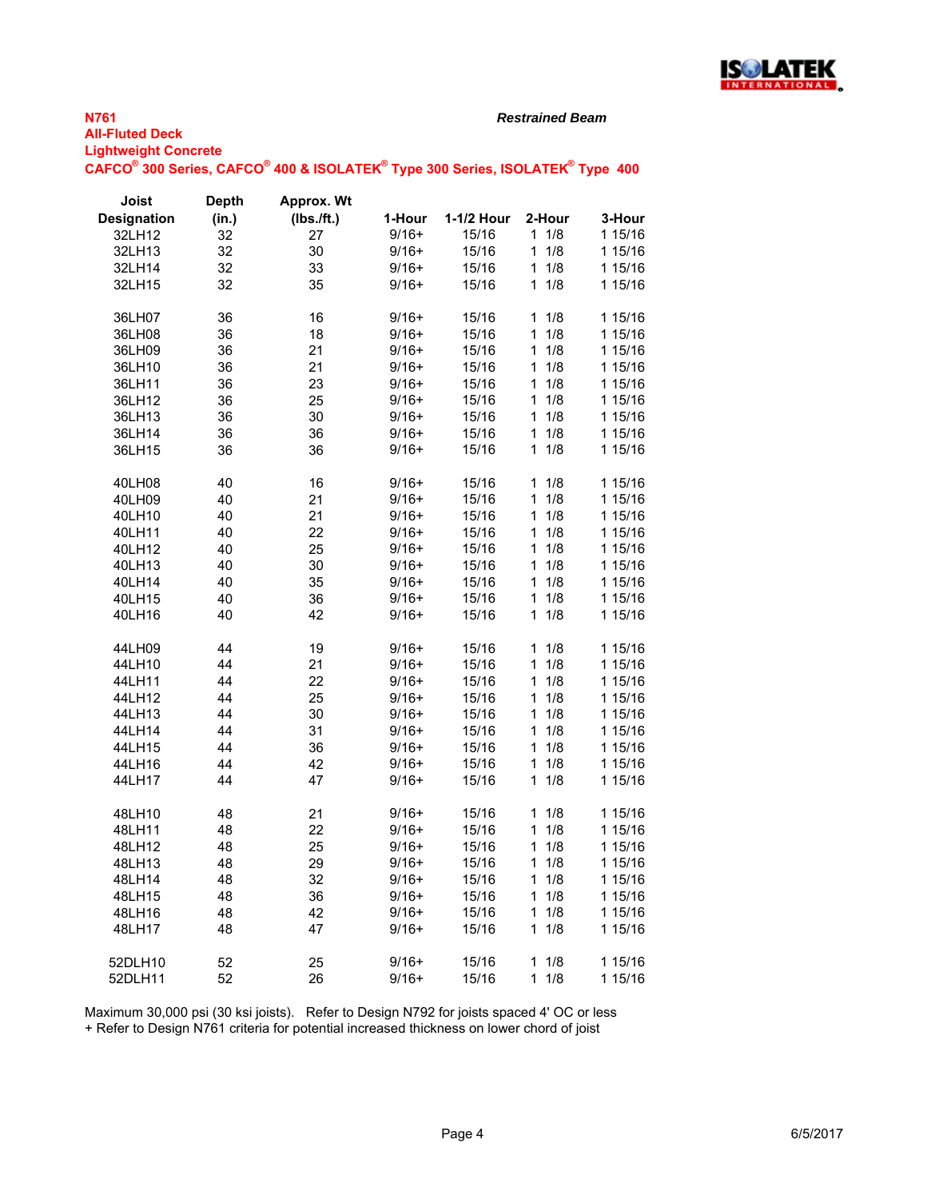**N761**
**All-Fluted Deck**
**Lightweight Concrete**
**CAFCO® 300 Series, CAFCO® 400 & ISOLATEK® Type 300 Series, ISOLATEK® Type 400**

***Restrained Beam***

| Joist Designation | Depth (in.) | Approx. Wt (lbs./ft.) | 1-Hour | 1-1/2 Hour | 2-Hour | 3-Hour |
|---|---|---|---|---|---|---|
| 32LH12 | 32 | 27 | 9/16+ | 15/16 | 1 1/8 | 1 15/16 |
| 32LH13 | 32 | 30 | 9/16+ | 15/16 | 1 1/8 | 1 15/16 |
| 32LH14 | 32 | 33 | 9/16+ | 15/16 | 1 1/8 | 1 15/16 |
| 32LH15 | 32 | 35 | 9/16+ | 15/16 | 1 1/8 | 1 15/16 |
| 36LH07 | 36 | 16 | 9/16+ | 15/16 | 1 1/8 | 1 15/16 |
| 36LH08 | 36 | 18 | 9/16+ | 15/16 | 1 1/8 | 1 15/16 |
| 36LH09 | 36 | 21 | 9/16+ | 15/16 | 1 1/8 | 1 15/16 |
| 36LH10 | 36 | 21 | 9/16+ | 15/16 | 1 1/8 | 1 15/16 |
| 36LH11 | 36 | 23 | 9/16+ | 15/16 | 1 1/8 | 1 15/16 |
| 36LH12 | 36 | 25 | 9/16+ | 15/16 | 1 1/8 | 1 15/16 |
| 36LH13 | 36 | 30 | 9/16+ | 15/16 | 1 1/8 | 1 15/16 |
| 36LH14 | 36 | 36 | 9/16+ | 15/16 | 1 1/8 | 1 15/16 |
| 36LH15 | 36 | 36 | 9/16+ | 15/16 | 1 1/8 | 1 15/16 |
| 40LH08 | 40 | 16 | 9/16+ | 15/16 | 1 1/8 | 1 15/16 |
| 40LH09 | 40 | 21 | 9/16+ | 15/16 | 1 1/8 | 1 15/16 |
| 40LH10 | 40 | 21 | 9/16+ | 15/16 | 1 1/8 | 1 15/16 |
| 40LH11 | 40 | 22 | 9/16+ | 15/16 | 1 1/8 | 1 15/16 |
| 40LH12 | 40 | 25 | 9/16+ | 15/16 | 1 1/8 | 1 15/16 |
| 40LH13 | 40 | 30 | 9/16+ | 15/16 | 1 1/8 | 1 15/16 |
| 40LH14 | 40 | 35 | 9/16+ | 15/16 | 1 1/8 | 1 15/16 |
| 40LH15 | 40 | 36 | 9/16+ | 15/16 | 1 1/8 | 1 15/16 |
| 40LH16 | 40 | 42 | 9/16+ | 15/16 | 1 1/8 | 1 15/16 |
| 44LH09 | 44 | 19 | 9/16+ | 15/16 | 1 1/8 | 1 15/16 |
| 44LH10 | 44 | 21 | 9/16+ | 15/16 | 1 1/8 | 1 15/16 |
| 44LH11 | 44 | 22 | 9/16+ | 15/16 | 1 1/8 | 1 15/16 |
| 44LH12 | 44 | 25 | 9/16+ | 15/16 | 1 1/8 | 1 15/16 |
| 44LH13 | 44 | 30 | 9/16+ | 15/16 | 1 1/8 | 1 15/16 |
| 44LH14 | 44 | 31 | 9/16+ | 15/16 | 1 1/8 | 1 15/16 |
| 44LH15 | 44 | 36 | 9/16+ | 15/16 | 1 1/8 | 1 15/16 |
| 44LH16 | 44 | 42 | 9/16+ | 15/16 | 1 1/8 | 1 15/16 |
| 44LH17 | 44 | 47 | 9/16+ | 15/16 | 1 1/8 | 1 15/16 |
| 48LH10 | 48 | 21 | 9/16+ | 15/16 | 1 1/8 | 1 15/16 |
| 48LH11 | 48 | 22 | 9/16+ | 15/16 | 1 1/8 | 1 15/16 |
| 48LH12 | 48 | 25 | 9/16+ | 15/16 | 1 1/8 | 1 15/16 |
| 48LH13 | 48 | 29 | 9/16+ | 15/16 | 1 1/8 | 1 15/16 |
| 48LH14 | 48 | 32 | 9/16+ | 15/16 | 1 1/8 | 1 15/16 |
| 48LH15 | 48 | 36 | 9/16+ | 15/16 | 1 1/8 | 1 15/16 |
| 48LH16 | 48 | 42 | 9/16+ | 15/16 | 1 1/8 | 1 15/16 |
| 48LH17 | 48 | 47 | 9/16+ | 15/16 | 1 1/8 | 1 15/16 |
| 52DLH10 | 52 | 25 | 9/16+ | 15/16 | 1 1/8 | 1 15/16 |
| 52DLH11 | 52 | 26 | 9/16+ | 15/16 | 1 1/8 | 1 15/16 |

Maximum 30,000 psi (30 ksi joists). Refer to Design N792 for joists spaced 4' OC or less
+ Refer to Design N761 criteria for potential increased thickness on lower chord of joist

6/5/2017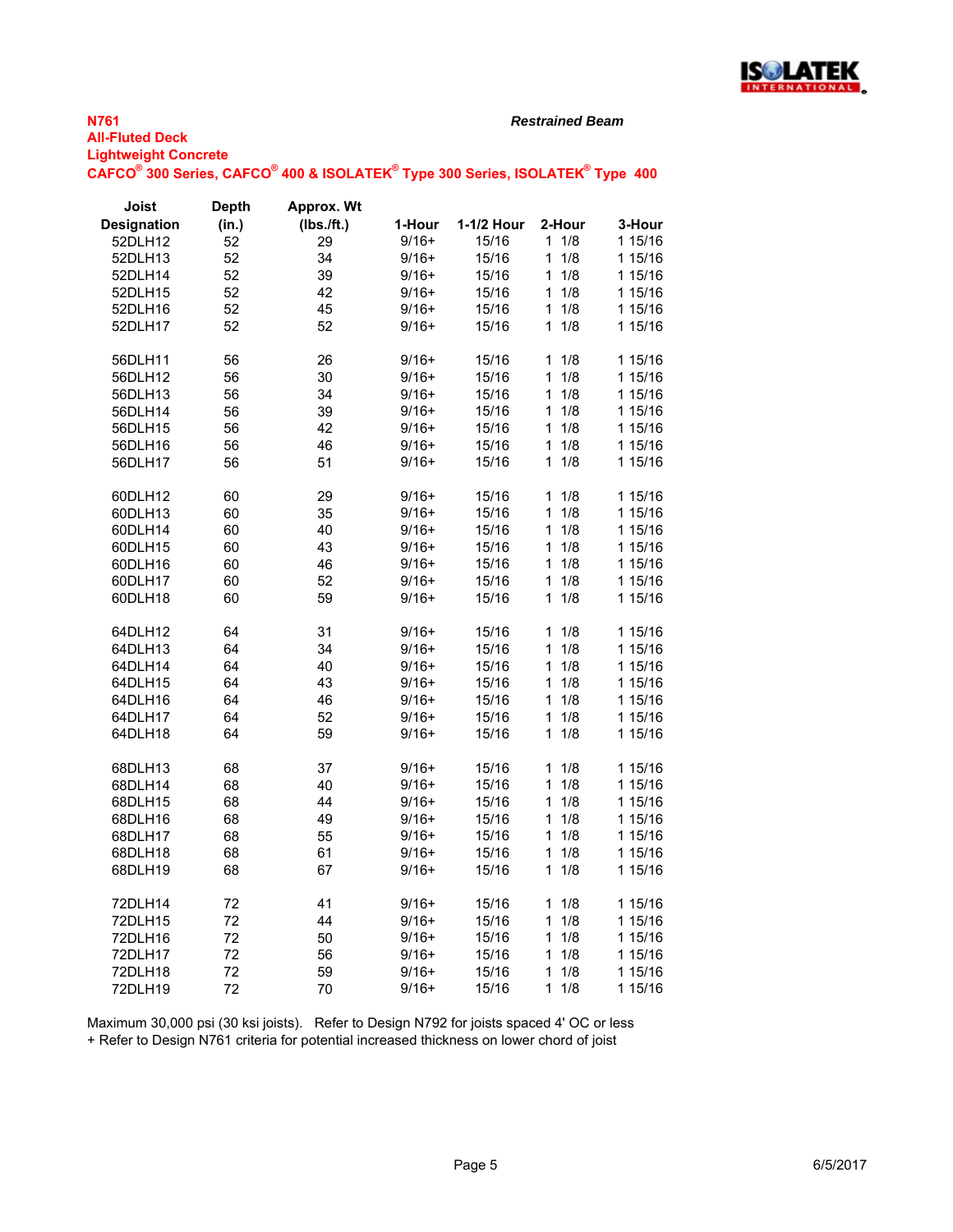**N761**
**All-Fluted Deck**
**Lightweight Concrete**
**CAFCO® 300 Series, CAFCO® 400 & ISOLATEK® Type 300 Series, ISOLATEK® Type 400**

***Restrained Beam***

| Joist Designation | Depth (in.) | Approx. Wt (lbs./ft.) | 1-Hour | 1-1/2 Hour | 2-Hour | 3-Hour |
|---|---|---|---|---|---|---|
| 52DLH12 | 52 | 29 | 9/16+ | 15/16 | 1 1/8 | 1 15/16 |
| 52DLH13 | 52 | 34 | 9/16+ | 15/16 | 1 1/8 | 1 15/16 |
| 52DLH14 | 52 | 39 | 9/16+ | 15/16 | 1 1/8 | 1 15/16 |
| 52DLH15 | 52 | 42 | 9/16+ | 15/16 | 1 1/8 | 1 15/16 |
| 52DLH16 | 52 | 45 | 9/16+ | 15/16 | 1 1/8 | 1 15/16 |
| 52DLH17 | 52 | 52 | 9/16+ | 15/16 | 1 1/8 | 1 15/16 |
| | | | | | | |
| 56DLH11 | 56 | 26 | 9/16+ | 15/16 | 1 1/8 | 1 15/16 |
| 56DLH12 | 56 | 30 | 9/16+ | 15/16 | 1 1/8 | 1 15/16 |
| 56DLH13 | 56 | 34 | 9/16+ | 15/16 | 1 1/8 | 1 15/16 |
| 56DLH14 | 56 | 39 | 9/16+ | 15/16 | 1 1/8 | 1 15/16 |
| 56DLH15 | 56 | 42 | 9/16+ | 15/16 | 1 1/8 | 1 15/16 |
| 56DLH16 | 56 | 46 | 9/16+ | 15/16 | 1 1/8 | 1 15/16 |
| 56DLH17 | 56 | 51 | 9/16+ | 15/16 | 1 1/8 | 1 15/16 |
| | | | | | | |
| 60DLH12 | 60 | 29 | 9/16+ | 15/16 | 1 1/8 | 1 15/16 |
| 60DLH13 | 60 | 35 | 9/16+ | 15/16 | 1 1/8 | 1 15/16 |
| 60DLH14 | 60 | 40 | 9/16+ | 15/16 | 1 1/8 | 1 15/16 |
| 60DLH15 | 60 | 43 | 9/16+ | 15/16 | 1 1/8 | 1 15/16 |
| 60DLH16 | 60 | 46 | 9/16+ | 15/16 | 1 1/8 | 1 15/16 |
| 60DLH17 | 60 | 52 | 9/16+ | 15/16 | 1 1/8 | 1 15/16 |
| 60DLH18 | 60 | 59 | 9/16+ | 15/16 | 1 1/8 | 1 15/16 |
| | | | | | | |
| 64DLH12 | 64 | 31 | 9/16+ | 15/16 | 1 1/8 | 1 15/16 |
| 64DLH13 | 64 | 34 | 9/16+ | 15/16 | 1 1/8 | 1 15/16 |
| 64DLH14 | 64 | 40 | 9/16+ | 15/16 | 1 1/8 | 1 15/16 |
| 64DLH15 | 64 | 43 | 9/16+ | 15/16 | 1 1/8 | 1 15/16 |
| 64DLH16 | 64 | 46 | 9/16+ | 15/16 | 1 1/8 | 1 15/16 |
| 64DLH17 | 64 | 52 | 9/16+ | 15/16 | 1 1/8 | 1 15/16 |
| 64DLH18 | 64 | 59 | 9/16+ | 15/16 | 1 1/8 | 1 15/16 |
| | | | | | | |
| 68DLH13 | 68 | 37 | 9/16+ | 15/16 | 1 1/8 | 1 15/16 |
| 68DLH14 | 68 | 40 | 9/16+ | 15/16 | 1 1/8 | 1 15/16 |
| 68DLH15 | 68 | 44 | 9/16+ | 15/16 | 1 1/8 | 1 15/16 |
| 68DLH16 | 68 | 49 | 9/16+ | 15/16 | 1 1/8 | 1 15/16 |
| 68DLH17 | 68 | 55 | 9/16+ | 15/16 | 1 1/8 | 1 15/16 |
| 68DLH18 | 68 | 61 | 9/16+ | 15/16 | 1 1/8 | 1 15/16 |
| 68DLH19 | 68 | 67 | 9/16+ | 15/16 | 1 1/8 | 1 15/16 |
| | | | | | | |
| 72DLH14 | 72 | 41 | 9/16+ | 15/16 | 1 1/8 | 1 15/16 |
| 72DLH15 | 72 | 44 | 9/16+ | 15/16 | 1 1/8 | 1 15/16 |
| 72DLH16 | 72 | 50 | 9/16+ | 15/16 | 1 1/8 | 1 15/16 |
| 72DLH17 | 72 | 56 | 9/16+ | 15/16 | 1 1/8 | 1 15/16 |
| 72DLH18 | 72 | 59 | 9/16+ | 15/16 | 1 1/8 | 1 15/16 |
| 72DLH19 | 72 | 70 | 9/16+ | 15/16 | 1 1/8 | 1 15/16 |

Maximum 30,000 psi (30 ksi joists). Refer to Design N792 for joists spaced 4' OC or less
+ Refer to Design N761 criteria for potential increased thickness on lower chord of joist

6/5/2017